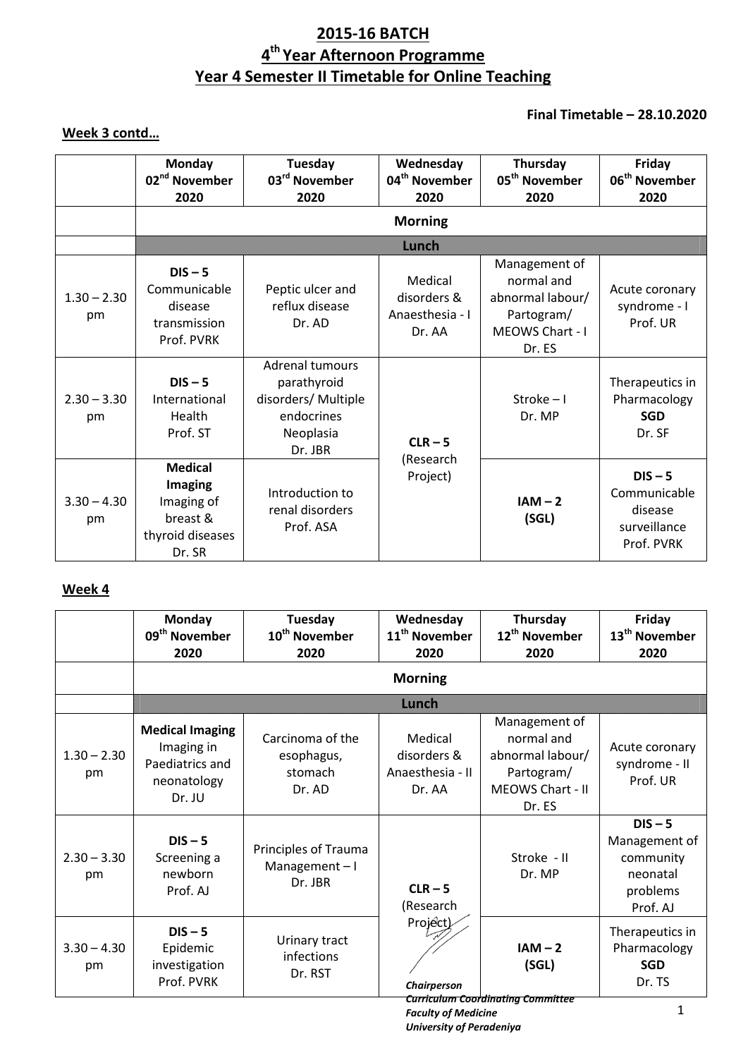# 2015-16 BATCH

## 4th Year Afternoon Programme

## Year 4 Semester II Timetable for Online Teaching

**Final Timetable – 28.10.2020**

**Week 3 contd…**

| | **Monday 02nd November 2020** | **Tuesday 03rd November 2020** | **Wednesday 04th November 2020** | **Thursday 05th November 2020** | **Friday 06th November 2020** |
|---|---|---|---|---|---|
| | **Morning** | | | | |
| | **Lunch** | | | | |
| 1.30 – 2.30 pm | **DIS – 5** Communicable disease transmission Prof. PVRK | Peptic ulcer and reflux disease Dr. AD | Medical disorders & Anaesthesia - I Dr. AA | Management of normal and abnormal labour/ Partogram/ MEOWS Chart - I Dr. ES | Acute coronary syndrome - I Prof. UR |
| 2.30 – 3.30 pm | **DIS – 5** International Health Prof. ST | Adrenal tumours parathyroid disorders/ Multiple endocrines Neoplasia Dr. JBR | **CLR – 5** (Research Project) | Stroke – I Dr. MP | Therapeutics in Pharmacology **SGD** Dr. SF |
| 3.30 – 4.30 pm | **Medical Imaging** Imaging of breast & thyroid diseases Dr. SR | Introduction to renal disorders Prof. ASA | | **IAM – 2 (SGL)** | **DIS – 5** Communicable disease surveillance Prof. PVRK |

**Week 4**

| | **Monday 09th November 2020** | **Tuesday 10th November 2020** | **Wednesday 11th November 2020** | **Thursday 12th November 2020** | **Friday 13th November 2020** |
|---|---|---|---|---|---|
| | **Morning** | | | | |
| | **Lunch** | | | | |
| 1.30 – 2.30 pm | **Medical Imaging** Imaging in Paediatrics and neonatology Dr. JU | Carcinoma of the esophagus, stomach Dr. AD | Medical disorders & Anaesthesia - II Dr. AA | Management of normal and abnormal labour/ Partogram/ MEOWS Chart - II Dr. ES | Acute coronary syndrome - II Prof. UR |
| 2.30 – 3.30 pm | **DIS – 5** Screening a newborn Prof. AJ | Principles of Trauma Management – I Dr. JBR | **CLR – 5** (Research Project) | Stroke - II Dr. MP | **DIS – 5** Management of community neonatal problems Prof. AJ |
| 3.30 – 4.30 pm | **DIS – 5** Epidemic investigation Prof. PVRK | Urinary tract infections Dr. RST | | **IAM – 2 (SGL)** | Therapeutics in Pharmacology **SGD** Dr. TS |

*Chairperson*
*Curriculum Coordinating Committee*
*Faculty of Medicine*
*University of Peradeniya*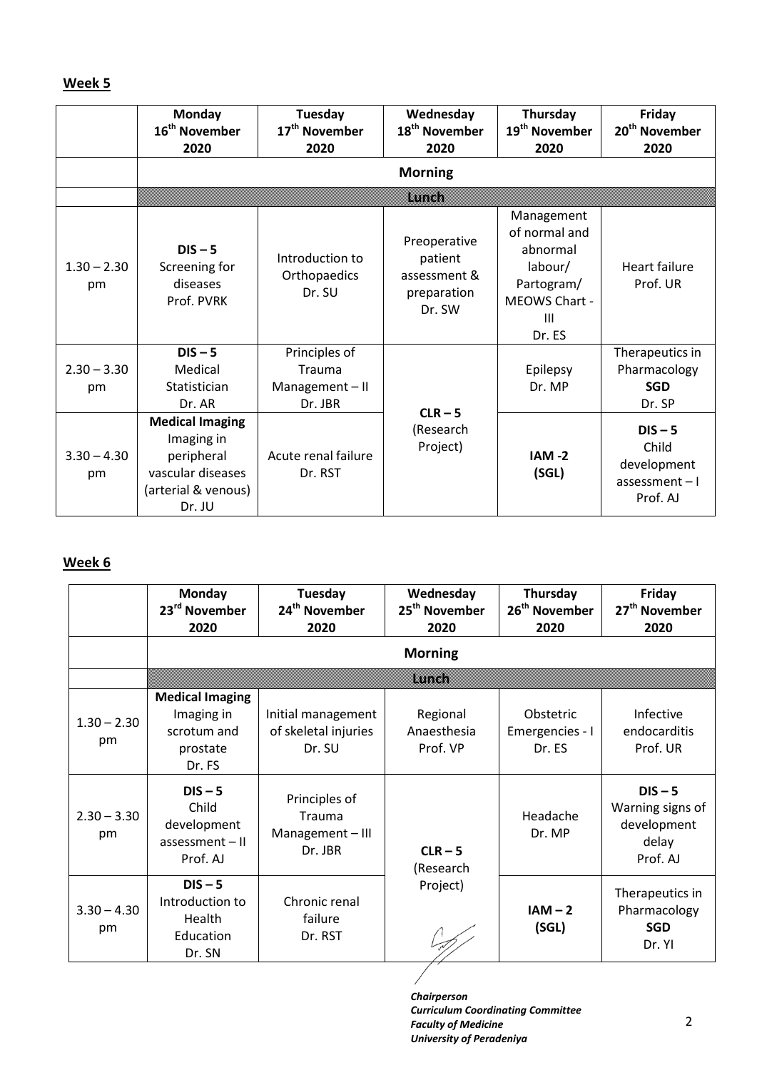**Week 5**

| | Monday 16th November 2020 | Tuesday 17th November 2020 | Wednesday 18th November 2020 | Thursday 19th November 2020 | Friday 20th November 2020 |
|---|---|---|---|---|---|
| | Morning | | | | |
| | Lunch | | | | |
| 1.30 – 2.30 pm | **DIS – 5** Screening for diseases Prof. PVRK | Introduction to Orthopaedics Dr. SU | Preoperative patient assessment & preparation Dr. SW | Management of normal and abnormal labour/ Partogram/ MEOWS Chart - III Dr. ES | Heart failure Prof. UR |
| 2.30 – 3.30 pm | **DIS – 5** Medical Statistician Dr. AR | Principles of Trauma Management – II Dr. JBR | **CLR – 5** (Research Project) | Epilepsy Dr. MP | Therapeutics in Pharmacology **SGD** Dr. SP |
| 3.30 – 4.30 pm | **Medical Imaging** Imaging in peripheral vascular diseases (arterial & venous) Dr. JU | Acute renal failure Dr. RST | | **IAM -2 (SGL)** | **DIS – 5** Child development assessment – I Prof. AJ |

**Week 6**

| | Monday 23rd November 2020 | Tuesday 24th November 2020 | Wednesday 25th November 2020 | Thursday 26th November 2020 | Friday 27th November 2020 |
|---|---|---|---|---|---|
| | Morning | | | | |
| | Lunch | | | | |
| 1.30 – 2.30 pm | **Medical Imaging** Imaging in scrotum and prostate Dr. FS | Initial management of skeletal injuries Dr. SU | Regional Anaesthesia Prof. VP | Obstetric Emergencies - I Dr. ES | Infective endocarditis Prof. UR |
| 2.30 – 3.30 pm | **DIS – 5** Child development assessment – II Prof. AJ | Principles of Trauma Management – III Dr. JBR | **CLR – 5** (Research Project) | Headache Dr. MP | **DIS – 5** Warning signs of development delay Prof. AJ |
| 3.30 – 4.30 pm | **DIS – 5** Introduction to Health Education Dr. SN | Chronic renal failure Dr. RST | | **IAM – 2 (SGL)** | Therapeutics in Pharmacology **SGD** Dr. YI |

***Chairperson***
***Curriculum Coordinating Committee***
***Faculty of Medicine***
***University of Peradeniya***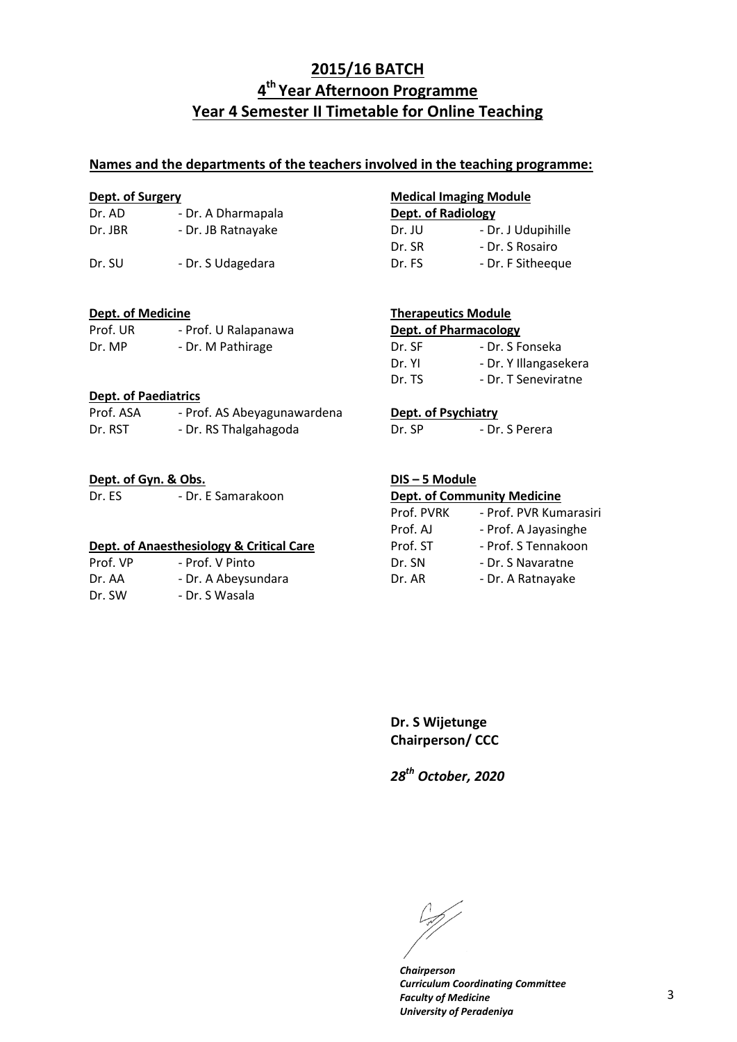# 2015/16 BATCH
# 4th Year Afternoon Programme
# Year 4 Semester II Timetable for Online Teaching

**Names and the departments of the teachers involved in the teaching programme:**

**Dept. of Surgery**

Dr. AD - Dr. A Dharmapala
Dr. JBR - Dr. JB Ratnayake
Dr. SU - Dr. S Udagedara

**Dept. of Medicine**

Prof. UR - Prof. U Ralapanawa
Dr. MP - Dr. M Pathirage

**Dept. of Paediatrics**

Prof. ASA - Prof. AS Abeyagunawardena
Dr. RST - Dr. RS Thalgahagoda

**Dept. of Gyn. & Obs.**

Dr. ES - Dr. E Samarakoon

**Dept. of Anaesthesiology & Critical Care**

Prof. VP - Prof. V Pinto
Dr. AA - Dr. A Abeysundara
Dr. SW - Dr. S Wasala

**Medical Imaging Module**

**Dept. of Radiology**

Dr. JU - Dr. J Udupihille
Dr. SR - Dr. S Rosairo
Dr. FS - Dr. F Sitheeque

**Therapeutics Module**

**Dept. of Pharmacology**

Dr. SF - Dr. S Fonseka
Dr. YI - Dr. Y Illangasekera
Dr. TS - Dr. T Seneviratne

**Dept. of Psychiatry**

Dr. SP - Dr. S Perera

**DIS – 5 Module**

**Dept. of Community Medicine**

Prof. PVRK - Prof. PVR Kumarasiri
Prof. AJ - Prof. A Jayasinghe
Prof. ST - Prof. S Tennakoon
Dr. SN - Dr. S Navaratne
Dr. AR - Dr. A Ratnayake

**Dr. S Wijetunge**
**Chairperson/ CCC**

***28th October, 2020***

*Chairperson*
*Curriculum Coordinating Committee*
*Faculty of Medicine*
*University of Peradeniya*